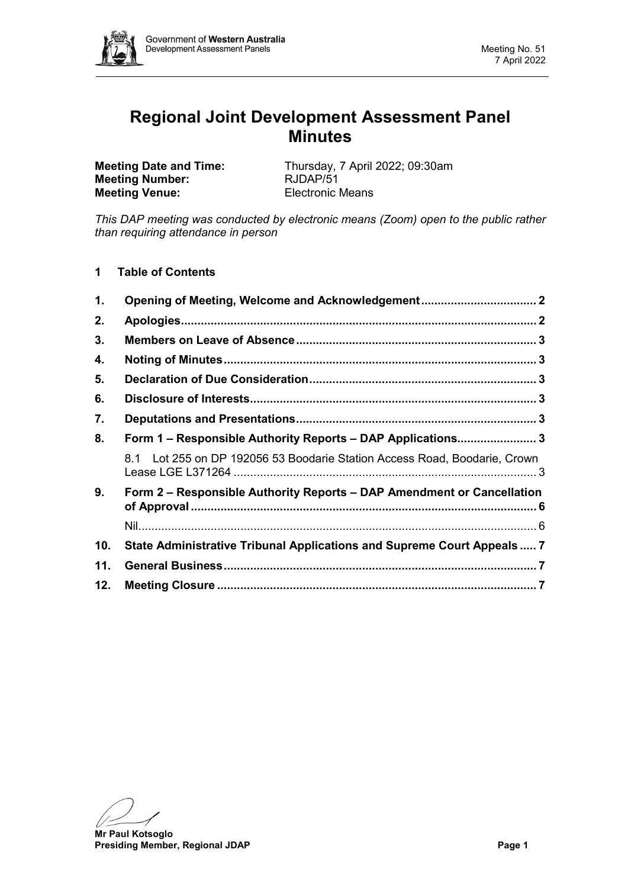# Regional Joint Development Assessment Panel Minutes

**Meeting Date and Time:** Thursday, 7 April 2022; 09:30am
**Meeting Number:** RJDAP/51
**Meeting Venue:** Electronic Means

*This DAP meeting was conducted by electronic means (Zoom) open to the public rather than requiring attendance in person*

## 1 Table of Contents

1. **Opening of Meeting, Welcome and Acknowledgement** ..... 2
2. **Apologies** ..... 2
3. **Members on Leave of Absence** ..... 3
4. **Noting of Minutes** ..... 3
5. **Declaration of Due Consideration** ..... 3
6. **Disclosure of Interests** ..... 3
7. **Deputations and Presentations** ..... 3
8. **Form 1 – Responsible Authority Reports – DAP Applications** ..... 3
   - 8.1 Lot 255 on DP 192056 53 Boodarie Station Access Road, Boodarie, Crown Lease LGE L371264 ..... 3
9. **Form 2 – Responsible Authority Reports – DAP Amendment or Cancellation of Approval** ..... 6
   - Nil ..... 6
10. **State Administrative Tribunal Applications and Supreme Court Appeals** ..... 7
11. **General Business** ..... 7
12. **Meeting Closure** ..... 7

**Mr Paul Kotsoglo**
**Presiding Member, Regional JDAP**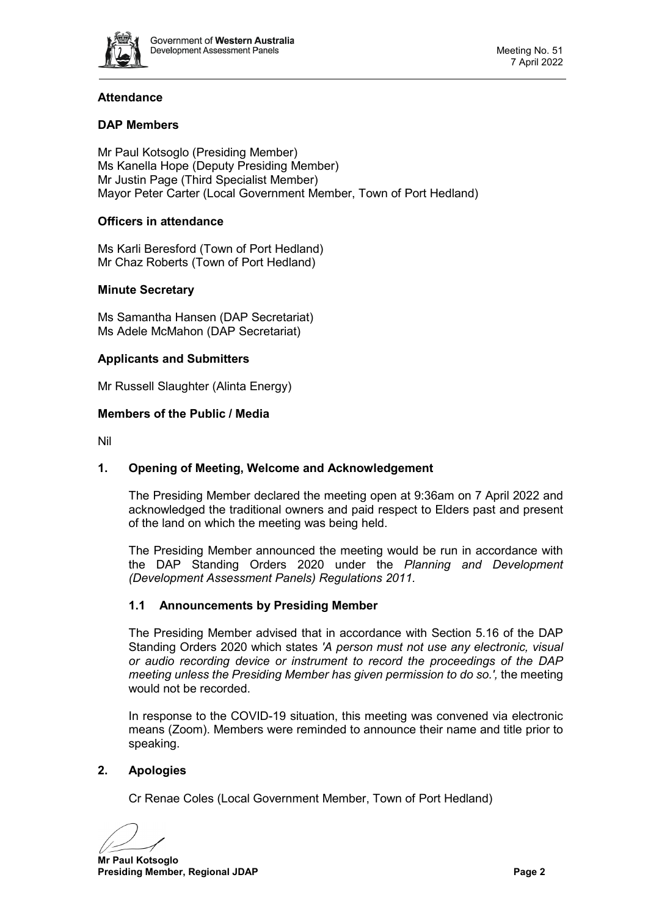## Attendance

### DAP Members

Mr Paul Kotsoglo (Presiding Member)
Ms Kanella Hope (Deputy Presiding Member)
Mr Justin Page (Third Specialist Member)
Mayor Peter Carter (Local Government Member, Town of Port Hedland)

### Officers in attendance

Ms Karli Beresford (Town of Port Hedland)
Mr Chaz Roberts (Town of Port Hedland)

### Minute Secretary

Ms Samantha Hansen (DAP Secretariat)
Ms Adele McMahon (DAP Secretariat)

### Applicants and Submitters

Mr Russell Slaughter (Alinta Energy)

### Members of the Public / Media

Nil

## 1. Opening of Meeting, Welcome and Acknowledgement

The Presiding Member declared the meeting open at 9:36am on 7 April 2022 and acknowledged the traditional owners and paid respect to Elders past and present of the land on which the meeting was being held.

The Presiding Member announced the meeting would be run in accordance with the DAP Standing Orders 2020 under the *Planning and Development (Development Assessment Panels) Regulations 2011.*

### 1.1 Announcements by Presiding Member

The Presiding Member advised that in accordance with Section 5.16 of the DAP Standing Orders 2020 which states *'A person must not use any electronic, visual or audio recording device or instrument to record the proceedings of the DAP meeting unless the Presiding Member has given permission to do so.',* the meeting would not be recorded.

In response to the COVID-19 situation, this meeting was convened via electronic means (Zoom). Members were reminded to announce their name and title prior to speaking.

## 2. Apologies

Cr Renae Coles (Local Government Member, Town of Port Hedland)

**Mr Paul Kotsoglo**
**Presiding Member, Regional JDAP**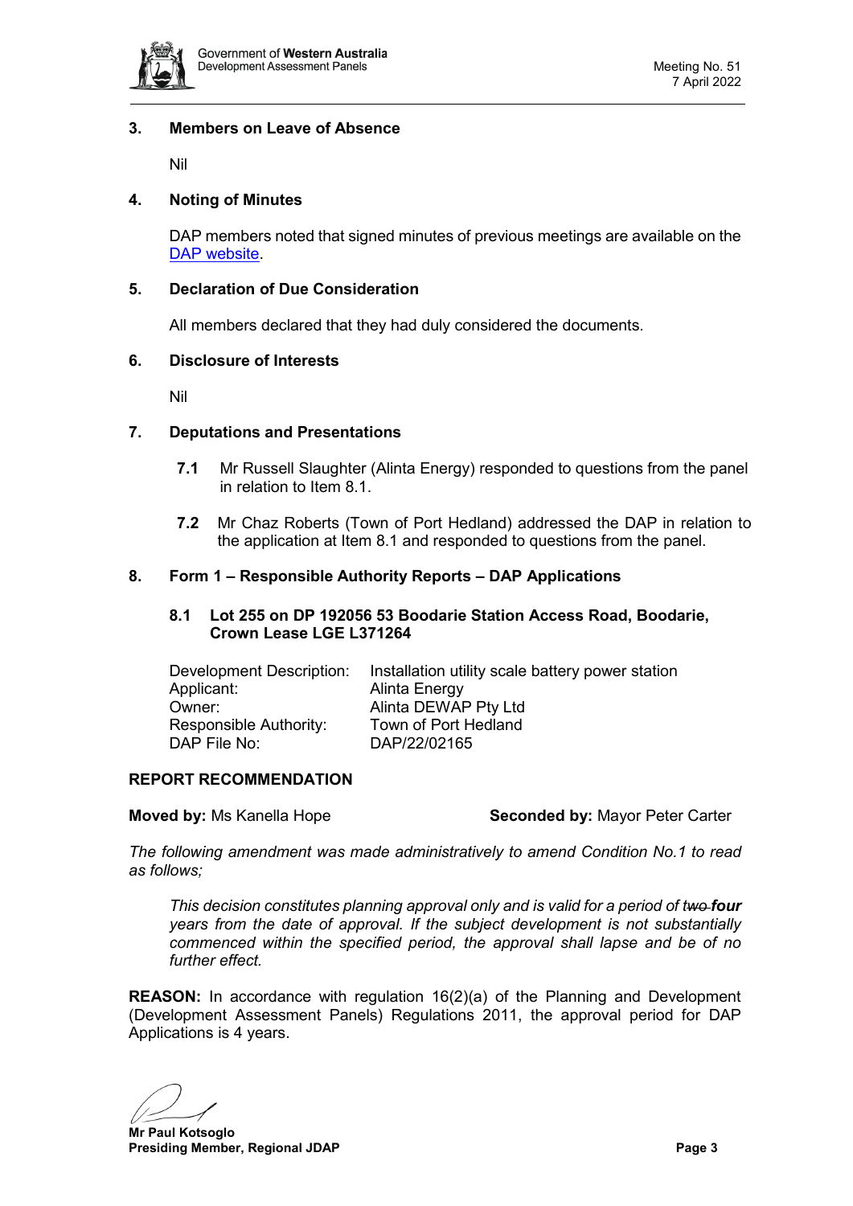### 3. Members on Leave of Absence

Nil

### 4. Noting of Minutes

DAP members noted that signed minutes of previous meetings are available on the [DAP website](DAP website).

### 5. Declaration of Due Consideration

All members declared that they had duly considered the documents.

### 6. Disclosure of Interests

Nil

### 7. Deputations and Presentations

**7.1** Mr Russell Slaughter (Alinta Energy) responded to questions from the panel in relation to Item 8.1.

**7.2** Mr Chaz Roberts (Town of Port Hedland) addressed the DAP in relation to the application at Item 8.1 and responded to questions from the panel.

### 8. Form 1 – Responsible Authority Reports – DAP Applications

#### 8.1 Lot 255 on DP 192056 53 Boodarie Station Access Road, Boodarie, Crown Lease LGE L371264

| | |
|---|---|
| Development Description: | Installation utility scale battery power station |
| Applicant: | Alinta Energy |
| Owner: | Alinta DEWAP Pty Ltd |
| Responsible Authority: | Town of Port Hedland |
| DAP File No: | DAP/22/02165 |

**REPORT RECOMMENDATION**

**Moved by:** Ms Kanella Hope **Seconded by:** Mayor Peter Carter

*The following amendment was made administratively to amend Condition No.1 to read as follows;*

> *This decision constitutes planning approval only and is valid for a period of ~~two~~ **four** years from the date of approval. If the subject development is not substantially commenced within the specified period, the approval shall lapse and be of no further effect.*

**REASON:** In accordance with regulation 16(2)(a) of the Planning and Development (Development Assessment Panels) Regulations 2011, the approval period for DAP Applications is 4 years.

**Mr Paul Kotsoglo**
**Presiding Member, Regional JDAP**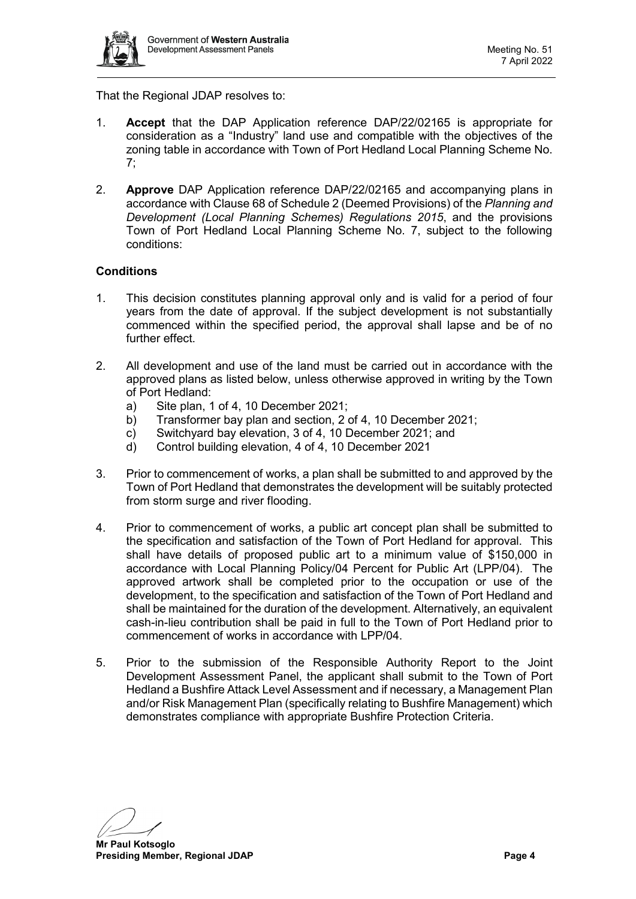That the Regional JDAP resolves to:

1. **Accept** that the DAP Application reference DAP/22/02165 is appropriate for consideration as a "Industry" land use and compatible with the objectives of the zoning table in accordance with Town of Port Hedland Local Planning Scheme No. 7;

2. **Approve** DAP Application reference DAP/22/02165 and accompanying plans in accordance with Clause 68 of Schedule 2 (Deemed Provisions) of the *Planning and Development (Local Planning Schemes) Regulations 2015*, and the provisions Town of Port Hedland Local Planning Scheme No. 7, subject to the following conditions:

**Conditions**

1. This decision constitutes planning approval only and is valid for a period of four years from the date of approval. If the subject development is not substantially commenced within the specified period, the approval shall lapse and be of no further effect.

2. All development and use of the land must be carried out in accordance with the approved plans as listed below, unless otherwise approved in writing by the Town of Port Hedland:
   a) Site plan, 1 of 4, 10 December 2021;
   b) Transformer bay plan and section, 2 of 4, 10 December 2021;
   c) Switchyard bay elevation, 3 of 4, 10 December 2021; and
   d) Control building elevation, 4 of 4, 10 December 2021

3. Prior to commencement of works, a plan shall be submitted to and approved by the Town of Port Hedland that demonstrates the development will be suitably protected from storm surge and river flooding.

4. Prior to commencement of works, a public art concept plan shall be submitted to the specification and satisfaction of the Town of Port Hedland for approval. This shall have details of proposed public art to a minimum value of $150,000 in accordance with Local Planning Policy/04 Percent for Public Art (LPP/04). The approved artwork shall be completed prior to the occupation or use of the development, to the specification and satisfaction of the Town of Port Hedland and shall be maintained for the duration of the development. Alternatively, an equivalent cash-in-lieu contribution shall be paid in full to the Town of Port Hedland prior to commencement of works in accordance with LPP/04.

5. Prior to the submission of the Responsible Authority Report to the Joint Development Assessment Panel, the applicant shall submit to the Town of Port Hedland a Bushfire Attack Level Assessment and if necessary, a Management Plan and/or Risk Management Plan (specifically relating to Bushfire Management) which demonstrates compliance with appropriate Bushfire Protection Criteria.

**Mr Paul Kotsoglo**
**Presiding Member, Regional JDAP**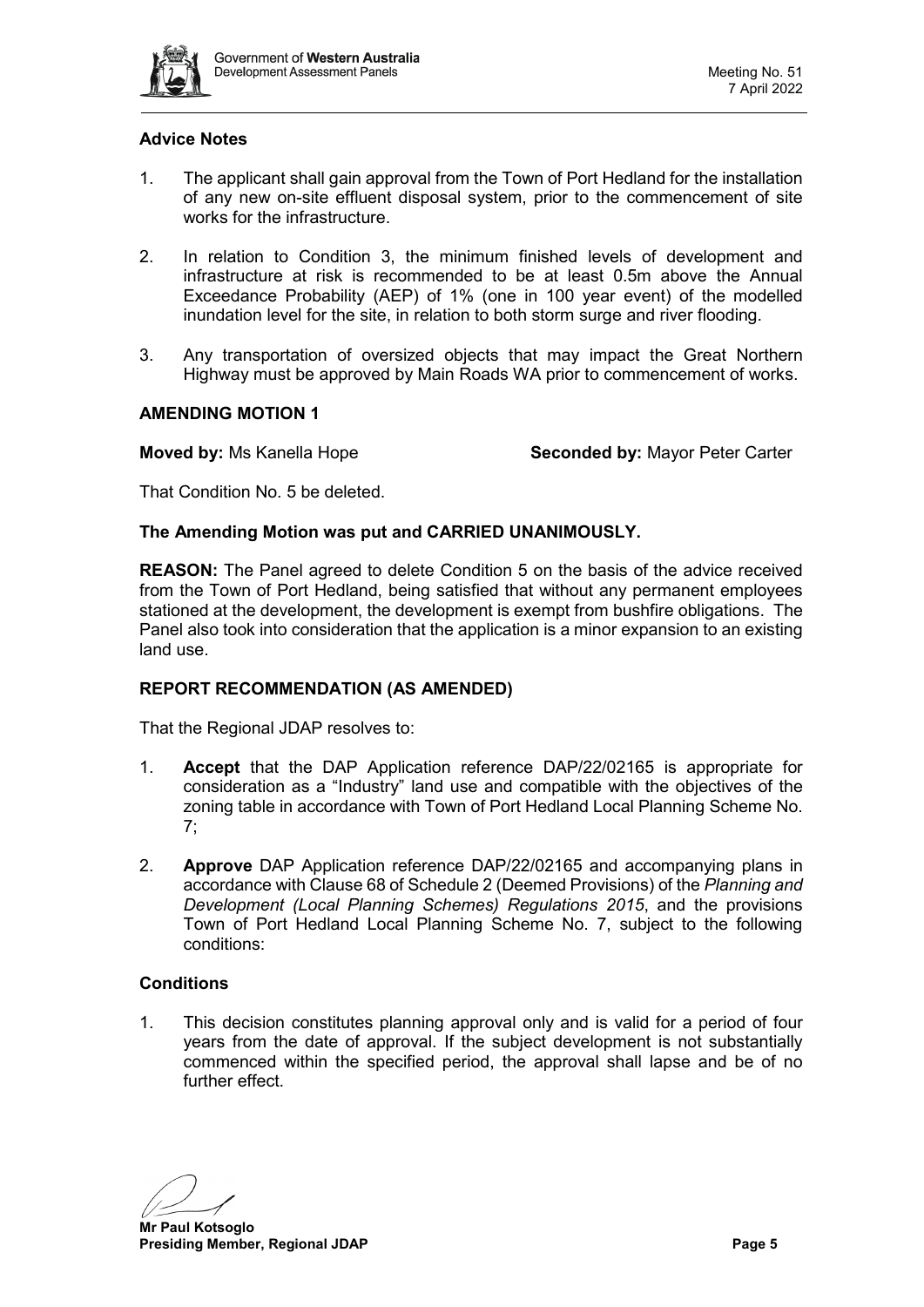### Advice Notes

1. The applicant shall gain approval from the Town of Port Hedland for the installation of any new on-site effluent disposal system, prior to the commencement of site works for the infrastructure.

2. In relation to Condition 3, the minimum finished levels of development and infrastructure at risk is recommended to be at least 0.5m above the Annual Exceedance Probability (AEP) of 1% (one in 100 year event) of the modelled inundation level for the site, in relation to both storm surge and river flooding.

3. Any transportation of oversized objects that may impact the Great Northern Highway must be approved by Main Roads WA prior to commencement of works.

### AMENDING MOTION 1

**Moved by:** Ms Kanella Hope **Seconded by:** Mayor Peter Carter

That Condition No. 5 be deleted.

**The Amending Motion was put and CARRIED UNANIMOUSLY.**

**REASON:** The Panel agreed to delete Condition 5 on the basis of the advice received from the Town of Port Hedland, being satisfied that without any permanent employees stationed at the development, the development is exempt from bushfire obligations. The Panel also took into consideration that the application is a minor expansion to an existing land use.

### REPORT RECOMMENDATION (AS AMENDED)

That the Regional JDAP resolves to:

1. **Accept** that the DAP Application reference DAP/22/02165 is appropriate for consideration as a "Industry" land use and compatible with the objectives of the zoning table in accordance with Town of Port Hedland Local Planning Scheme No. 7;

2. **Approve** DAP Application reference DAP/22/02165 and accompanying plans in accordance with Clause 68 of Schedule 2 (Deemed Provisions) of the *Planning and Development (Local Planning Schemes) Regulations 2015*, and the provisions Town of Port Hedland Local Planning Scheme No. 7, subject to the following conditions:

### Conditions

1. This decision constitutes planning approval only and is valid for a period of four years from the date of approval. If the subject development is not substantially commenced within the specified period, the approval shall lapse and be of no further effect.

**Mr Paul Kotsoglo**
**Presiding Member, Regional JDAP**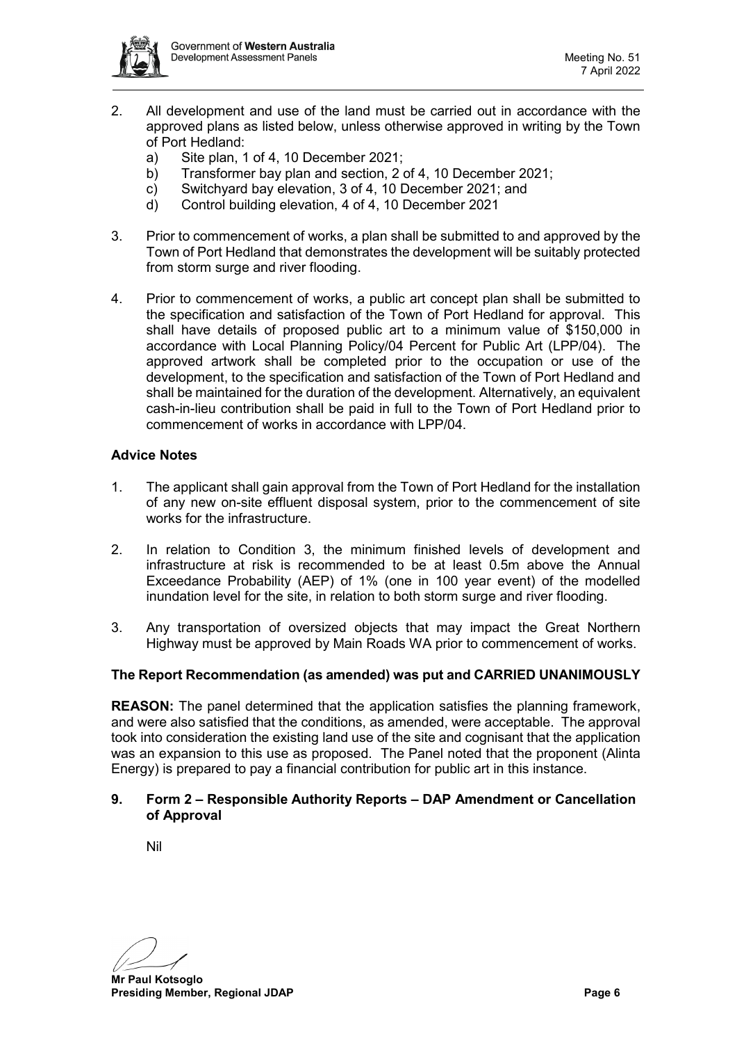2. All development and use of the land must be carried out in accordance with the approved plans as listed below, unless otherwise approved in writing by the Town of Port Hedland:
   a) Site plan, 1 of 4, 10 December 2021;
   b) Transformer bay plan and section, 2 of 4, 10 December 2021;
   c) Switchyard bay elevation, 3 of 4, 10 December 2021; and
   d) Control building elevation, 4 of 4, 10 December 2021

3. Prior to commencement of works, a plan shall be submitted to and approved by the Town of Port Hedland that demonstrates the development will be suitably protected from storm surge and river flooding.

4. Prior to commencement of works, a public art concept plan shall be submitted to the specification and satisfaction of the Town of Port Hedland for approval. This shall have details of proposed public art to a minimum value of $150,000 in accordance with Local Planning Policy/04 Percent for Public Art (LPP/04). The approved artwork shall be completed prior to the occupation or use of the development, to the specification and satisfaction of the Town of Port Hedland and shall be maintained for the duration of the development. Alternatively, an equivalent cash-in-lieu contribution shall be paid in full to the Town of Port Hedland prior to commencement of works in accordance with LPP/04.

**Advice Notes**

1. The applicant shall gain approval from the Town of Port Hedland for the installation of any new on-site effluent disposal system, prior to the commencement of site works for the infrastructure.

2. In relation to Condition 3, the minimum finished levels of development and infrastructure at risk is recommended to be at least 0.5m above the Annual Exceedance Probability (AEP) of 1% (one in 100 year event) of the modelled inundation level for the site, in relation to both storm surge and river flooding.

3. Any transportation of oversized objects that may impact the Great Northern Highway must be approved by Main Roads WA prior to commencement of works.

**The Report Recommendation (as amended) was put and CARRIED UNANIMOUSLY**

**REASON:** The panel determined that the application satisfies the planning framework, and were also satisfied that the conditions, as amended, were acceptable. The approval took into consideration the existing land use of the site and cognisant that the application was an expansion to this use as proposed. The Panel noted that the proponent (Alinta Energy) is prepared to pay a financial contribution for public art in this instance.

## 9. Form 2 – Responsible Authority Reports – DAP Amendment or Cancellation of Approval

Nil

**Mr Paul Kotsoglo**
**Presiding Member, Regional JDAP**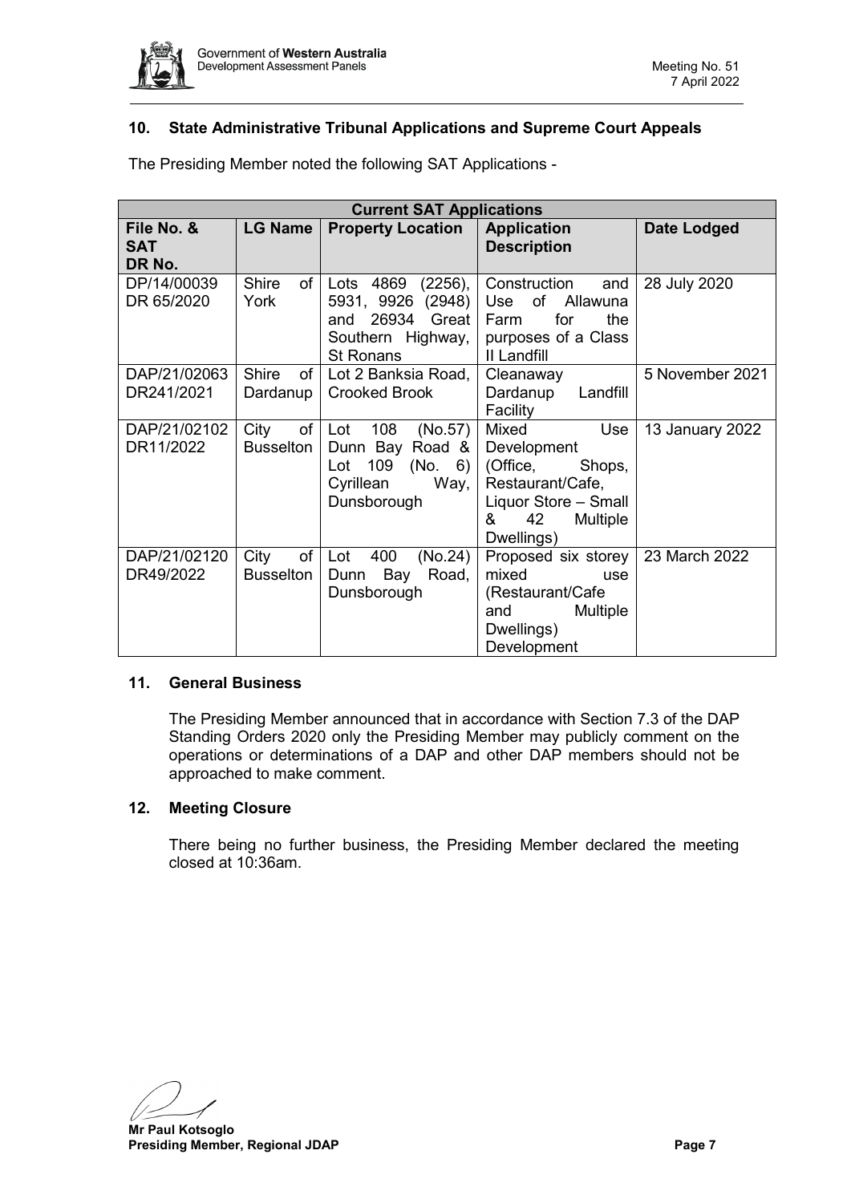## 10. State Administrative Tribunal Applications and Supreme Court Appeals

The Presiding Member noted the following SAT Applications -

| Current SAT Applications | | | | |
|---|---|---|---|---|
| **File No. & SAT DR No.** | **LG Name** | **Property Location** | **Application Description** | **Date Lodged** |
| DP/14/00039 DR 65/2020 | Shire of York | Lots 4869 (2256), 5931, 9926 (2948) and 26934 Great Southern Highway, St Ronans | Construction and Use of Allawuna Farm for the purposes of a Class II Landfill | 28 July 2020 |
| DAP/21/02063 DR241/2021 | Shire of Dardanup | Lot 2 Banksia Road, Crooked Brook | Cleanaway Dardanup Landfill Facility | 5 November 2021 |
| DAP/21/02102 DR11/2022 | City of Busselton | Lot 108 (No.57) Dunn Bay Road & Lot 109 (No. 6) Cyrillean Way, Dunsborough | Mixed Use Development (Office, Shops, Restaurant/Cafe, Liquor Store – Small & 42 Multiple Dwellings) | 13 January 2022 |
| DAP/21/02120 DR49/2022 | City of Busselton | Lot 400 (No.24) Dunn Bay Road, Dunsborough | Proposed six storey mixed use (Restaurant/Cafe and Multiple Dwellings) Development | 23 March 2022 |

## 11. General Business

The Presiding Member announced that in accordance with Section 7.3 of the DAP Standing Orders 2020 only the Presiding Member may publicly comment on the operations or determinations of a DAP and other DAP members should not be approached to make comment.

## 12. Meeting Closure

There being no further business, the Presiding Member declared the meeting closed at 10:36am.

**Mr Paul Kotsoglo**
**Presiding Member, Regional JDAP**